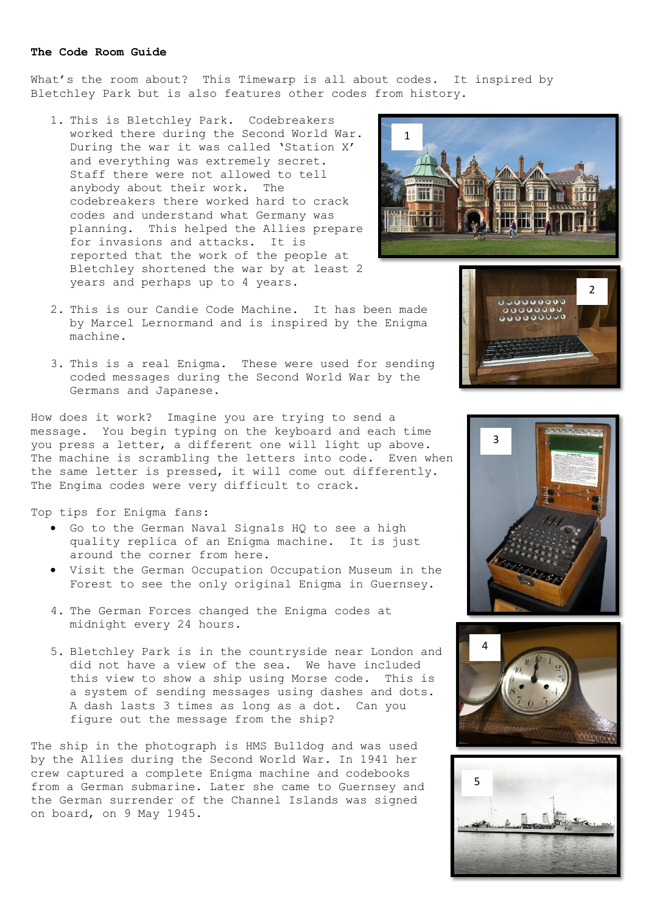**The Code Room Guide**

What's the room about? This Timewarp is all about codes. It inspired by Bletchley Park but is also features other codes from history.

1. This is Bletchley Park. Codebreakers worked there during the Second World War. During the war it was called 'Station X' and everything was extremely secret. Staff there were not allowed to tell anybody about their work. The codebreakers there worked hard to crack codes and understand what Germany was planning. This helped the Allies prepare for invasions and attacks. It is reported that the work of the people at Bletchley shortened the war by at least 2 years and perhaps up to 4 years.

2. This is our Candie Code Machine. It has been made by Marcel Lernormand and is inspired by the Enigma machine.

3. This is a real Enigma. These were used for sending coded messages during the Second World War by the Germans and Japanese.

How does it work? Imagine you are trying to send a message. You begin typing on the keyboard and each time you press a letter, a different one will light up above. The machine is scrambling the letters into code. Even when the same letter is pressed, it will come out differently. The Engima codes were very difficult to crack.

Top tips for Enigma fans:

- Go to the German Naval Signals HQ to see a high quality replica of an Enigma machine. It is just around the corner from here.
- Visit the German Occupation Occupation Museum in the Forest to see the only original Enigma in Guernsey.

4. The German Forces changed the Enigma codes at midnight every 24 hours.

5. Bletchley Park is in the countryside near London and did not have a view of the sea. We have included this view to show a ship using Morse code. This is a system of sending messages using dashes and dots. A dash lasts 3 times as long as a dot. Can you figure out the message from the ship?

The ship in the photograph is HMS Bulldog and was used by the Allies during the Second World War. In 1941 her crew captured a complete Enigma machine and codebooks from a German submarine. Later she came to Guernsey and the German surrender of the Channel Islands was signed on board, on 9 May 1945.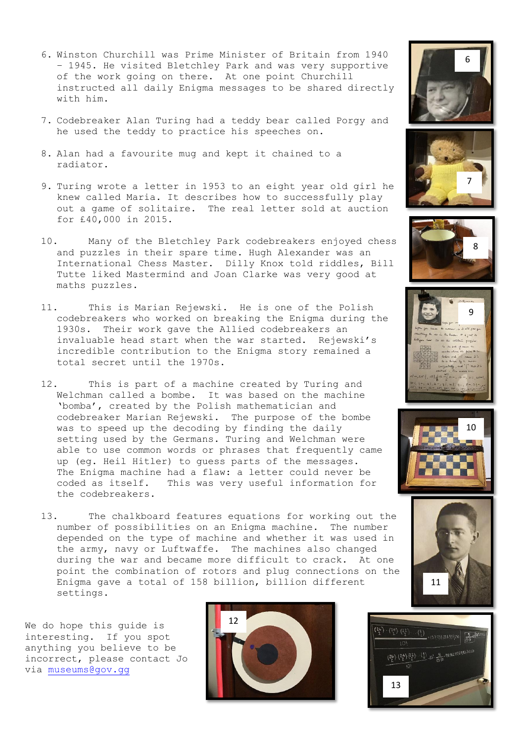6. Winston Churchill was Prime Minister of Britain from 1940 – 1945. He visited Bletchley Park and was very supportive of the work going on there. At one point Churchill instructed all daily Enigma messages to be shared directly with him.

7. Codebreaker Alan Turing had a teddy bear called Porgy and he used the teddy to practice his speeches on.

8. Alan had a favourite mug and kept it chained to a radiator.

9. Turing wrote a letter in 1953 to an eight year old girl he knew called Maria. It describes how to successfully play out a game of solitaire. The real letter sold at auction for £40,000 in 2015.

10. Many of the Bletchley Park codebreakers enjoyed chess and puzzles in their spare time. Hugh Alexander was an International Chess Master. Dilly Knox told riddles, Bill Tutte liked Mastermind and Joan Clarke was very good at maths puzzles.

11. This is Marian Rejewski. He is one of the Polish codebreakers who worked on breaking the Enigma during the 1930s. Their work gave the Allied codebreakers an invaluable head start when the war started. Rejewski's incredible contribution to the Enigma story remained a total secret until the 1970s.

12. This is part of a machine created by Turing and Welchman called a bombe. It was based on the machine 'bomba', created by the Polish mathematician and codebreaker Marian Rejewski. The purpose of the bombe was to speed up the decoding by finding the daily setting used by the Germans. Turing and Welchman were able to use common words or phrases that frequently came up (eg. Heil Hitler) to guess parts of the messages. The Enigma machine had a flaw: a letter could never be coded as itself. This was very useful information for the codebreakers.

13. The chalkboard features equations for working out the number of possibilities on an Enigma machine. The number depended on the type of machine and whether it was used in the army, navy or Luftwaffe. The machines also changed during the war and became more difficult to crack. At one point the combination of rotors and plug connections on the Enigma gave a total of 158 billion, billion different settings.

We do hope this guide is interesting. If you spot anything you believe to be incorrect, please contact Jo via [museums@gov.gg](mailto:museums@gov.gg)